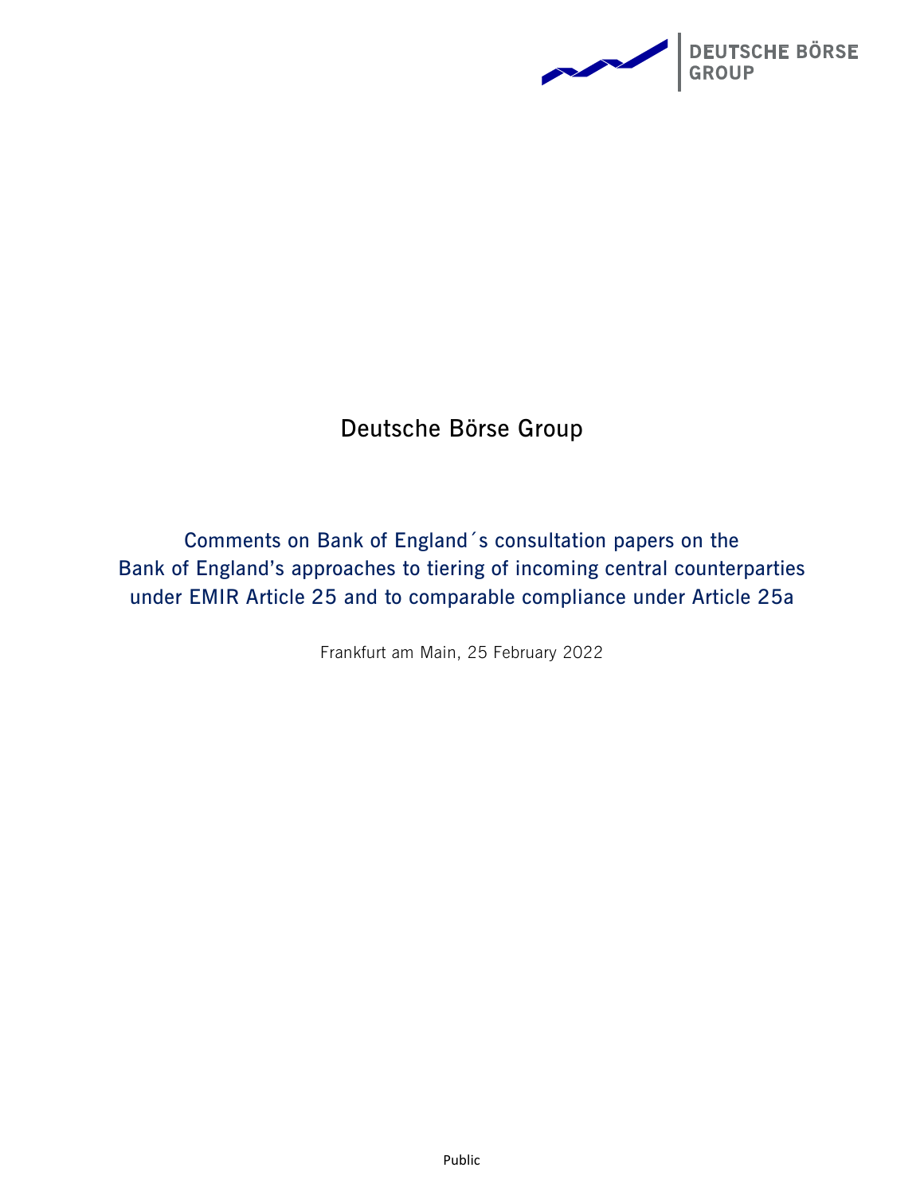# Deutsche Börse Group

## Comments on Bank of England´s consultation papers on the Bank of England's approaches to tiering of incoming central counterparties under EMIR Article 25 and to comparable compliance under Article 25a

Frankfurt am Main, 25 February 2022

Public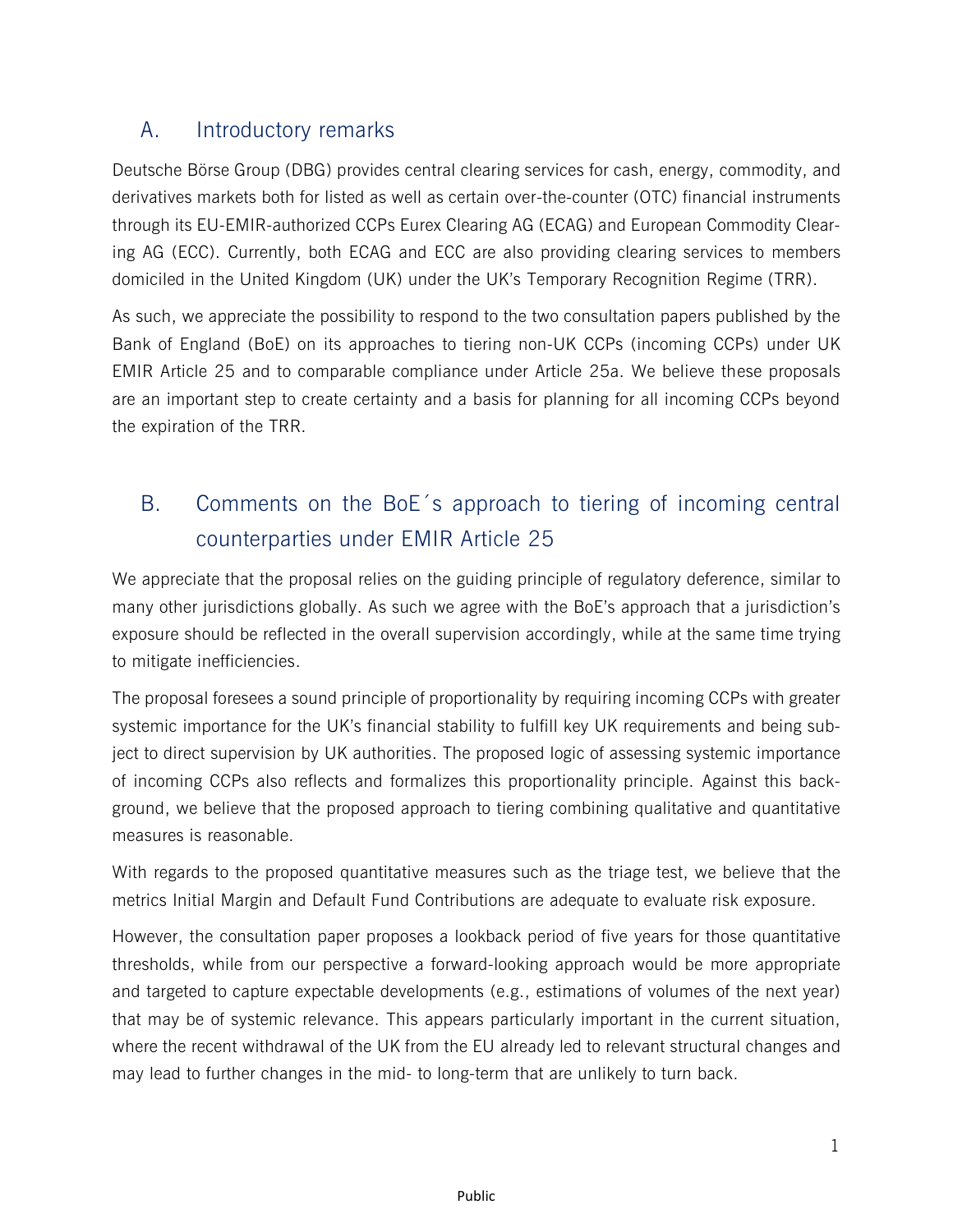## A. Introductory remarks

Deutsche Börse Group (DBG) provides central clearing services for cash, energy, commodity, and derivatives markets both for listed as well as certain over-the-counter (OTC) financial instruments through its EU-EMIR-authorized CCPs Eurex Clearing AG (ECAG) and European Commodity Clearing AG (ECC). Currently, both ECAG and ECC are also providing clearing services to members domiciled in the United Kingdom (UK) under the UK's Temporary Recognition Regime (TRR).

As such, we appreciate the possibility to respond to the two consultation papers published by the Bank of England (BoE) on its approaches to tiering non-UK CCPs (incoming CCPs) under UK EMIR Article 25 and to comparable compliance under Article 25a. We believe these proposals are an important step to create certainty and a basis for planning for all incoming CCPs beyond the expiration of the TRR.

## B. Comments on the BoE´s approach to tiering of incoming central counterparties under EMIR Article 25

We appreciate that the proposal relies on the guiding principle of regulatory deference, similar to many other jurisdictions globally. As such we agree with the BoE's approach that a jurisdiction's exposure should be reflected in the overall supervision accordingly, while at the same time trying to mitigate inefficiencies.

The proposal foresees a sound principle of proportionality by requiring incoming CCPs with greater systemic importance for the UK's financial stability to fulfill key UK requirements and being subject to direct supervision by UK authorities. The proposed logic of assessing systemic importance of incoming CCPs also reflects and formalizes this proportionality principle. Against this background, we believe that the proposed approach to tiering combining qualitative and quantitative measures is reasonable.

With regards to the proposed quantitative measures such as the triage test, we believe that the metrics Initial Margin and Default Fund Contributions are adequate to evaluate risk exposure.

However, the consultation paper proposes a lookback period of five years for those quantitative thresholds, while from our perspective a forward-looking approach would be more appropriate and targeted to capture expectable developments (e.g., estimations of volumes of the next year) that may be of systemic relevance. This appears particularly important in the current situation, where the recent withdrawal of the UK from the EU already led to relevant structural changes and may lead to further changes in the mid- to long-term that are unlikely to turn back.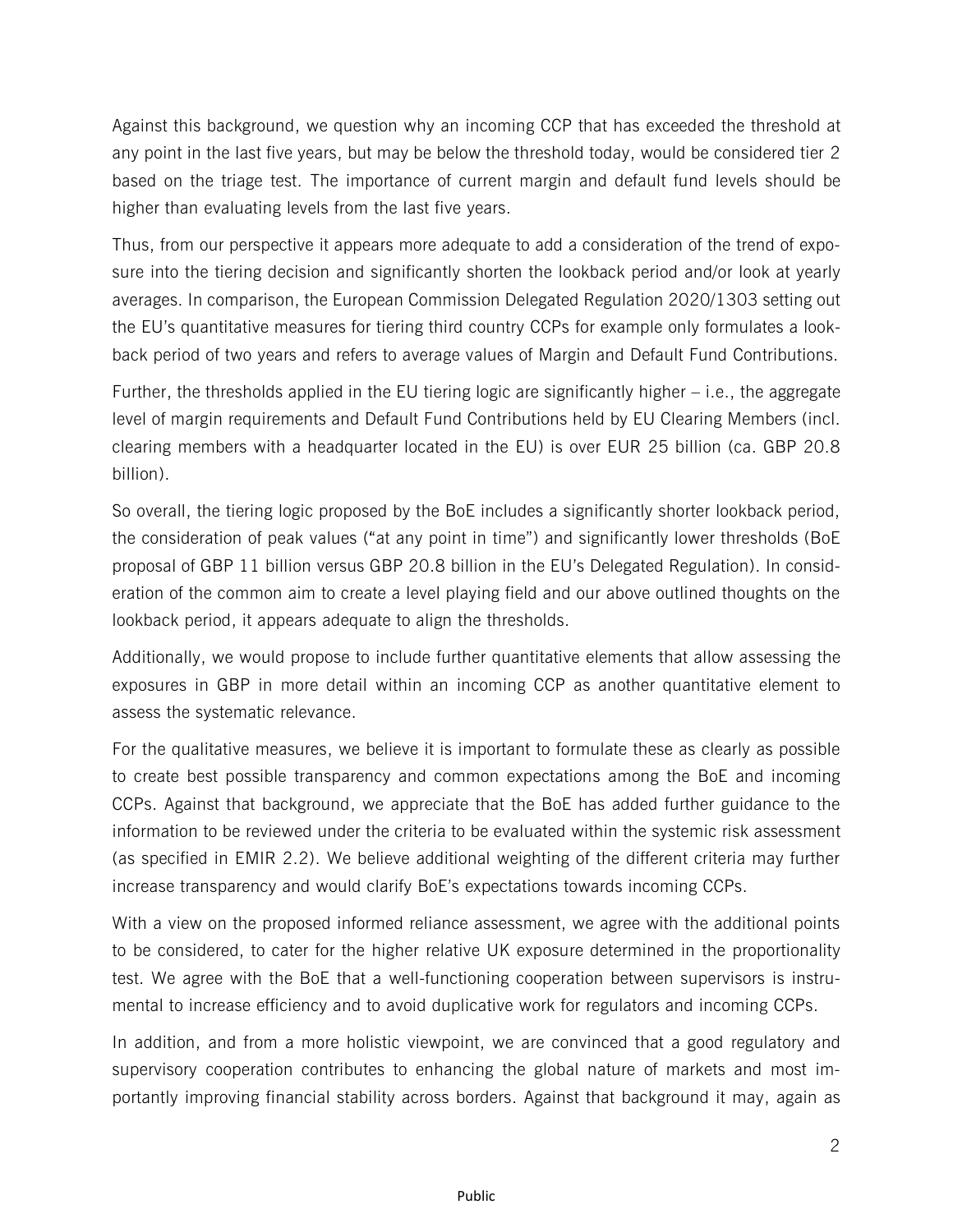Against this background, we question why an incoming CCP that has exceeded the threshold at any point in the last five years, but may be below the threshold today, would be considered tier 2 based on the triage test. The importance of current margin and default fund levels should be higher than evaluating levels from the last five years.

Thus, from our perspective it appears more adequate to add a consideration of the trend of exposure into the tiering decision and significantly shorten the lookback period and/or look at yearly averages. In comparison, the European Commission Delegated Regulation 2020/1303 setting out the EU's quantitative measures for tiering third country CCPs for example only formulates a look-back period of two years and refers to average values of Margin and Default Fund Contributions.

Further, the thresholds applied in the EU tiering logic are significantly higher – i.e., the aggregate level of margin requirements and Default Fund Contributions held by EU Clearing Members (incl. clearing members with a headquarter located in the EU) is over EUR 25 billion (ca. GBP 20.8 billion).

So overall, the tiering logic proposed by the BoE includes a significantly shorter lookback period, the consideration of peak values ("at any point in time") and significantly lower thresholds (BoE proposal of GBP 11 billion versus GBP 20.8 billion in the EU's Delegated Regulation). In consideration of the common aim to create a level playing field and our above outlined thoughts on the lookback period, it appears adequate to align the thresholds.

Additionally, we would propose to include further quantitative elements that allow assessing the exposures in GBP in more detail within an incoming CCP as another quantitative element to assess the systematic relevance.

For the qualitative measures, we believe it is important to formulate these as clearly as possible to create best possible transparency and common expectations among the BoE and incoming CCPs. Against that background, we appreciate that the BoE has added further guidance to the information to be reviewed under the criteria to be evaluated within the systemic risk assessment (as specified in EMIR 2.2). We believe additional weighting of the different criteria may further increase transparency and would clarify BoE's expectations towards incoming CCPs.

With a view on the proposed informed reliance assessment, we agree with the additional points to be considered, to cater for the higher relative UK exposure determined in the proportionality test. We agree with the BoE that a well-functioning cooperation between supervisors is instrumental to increase efficiency and to avoid duplicative work for regulators and incoming CCPs.

In addition, and from a more holistic viewpoint, we are convinced that a good regulatory and supervisory cooperation contributes to enhancing the global nature of markets and most importantly improving financial stability across borders. Against that background it may, again as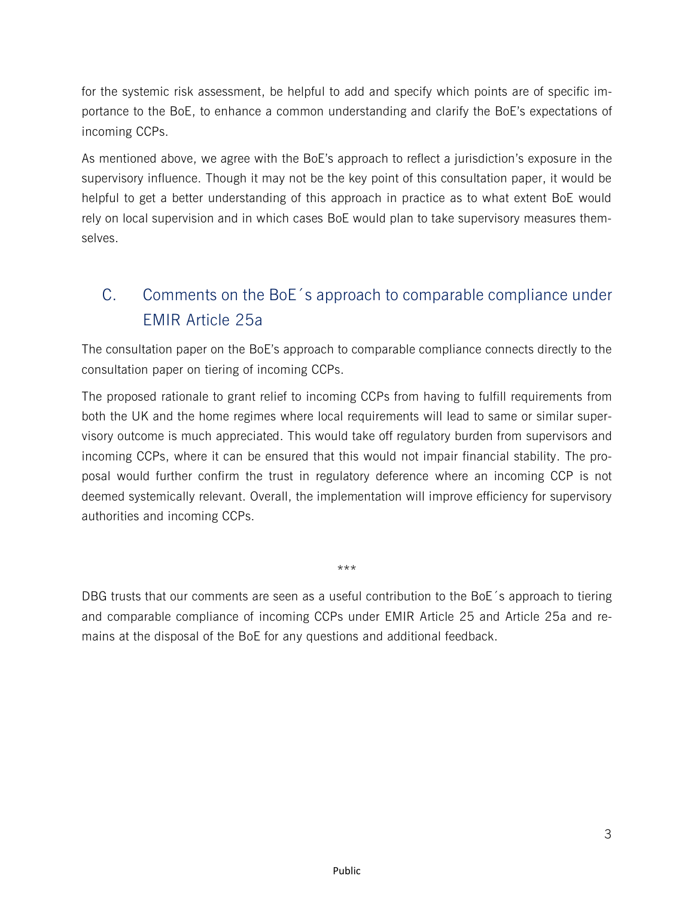for the systemic risk assessment, be helpful to add and specify which points are of specific importance to the BoE, to enhance a common understanding and clarify the BoE's expectations of incoming CCPs.

As mentioned above, we agree with the BoE's approach to reflect a jurisdiction's exposure in the supervisory influence. Though it may not be the key point of this consultation paper, it would be helpful to get a better understanding of this approach in practice as to what extent BoE would rely on local supervision and in which cases BoE would plan to take supervisory measures themselves.

## C. Comments on the BoE´s approach to comparable compliance under EMIR Article 25a

The consultation paper on the BoE's approach to comparable compliance connects directly to the consultation paper on tiering of incoming CCPs.

The proposed rationale to grant relief to incoming CCPs from having to fulfill requirements from both the UK and the home regimes where local requirements will lead to same or similar supervisory outcome is much appreciated. This would take off regulatory burden from supervisors and incoming CCPs, where it can be ensured that this would not impair financial stability. The proposal would further confirm the trust in regulatory deference where an incoming CCP is not deemed systemically relevant. Overall, the implementation will improve efficiency for supervisory authorities and incoming CCPs.

***

DBG trusts that our comments are seen as a useful contribution to the BoE´s approach to tiering and comparable compliance of incoming CCPs under EMIR Article 25 and Article 25a and remains at the disposal of the BoE for any questions and additional feedback.

Public